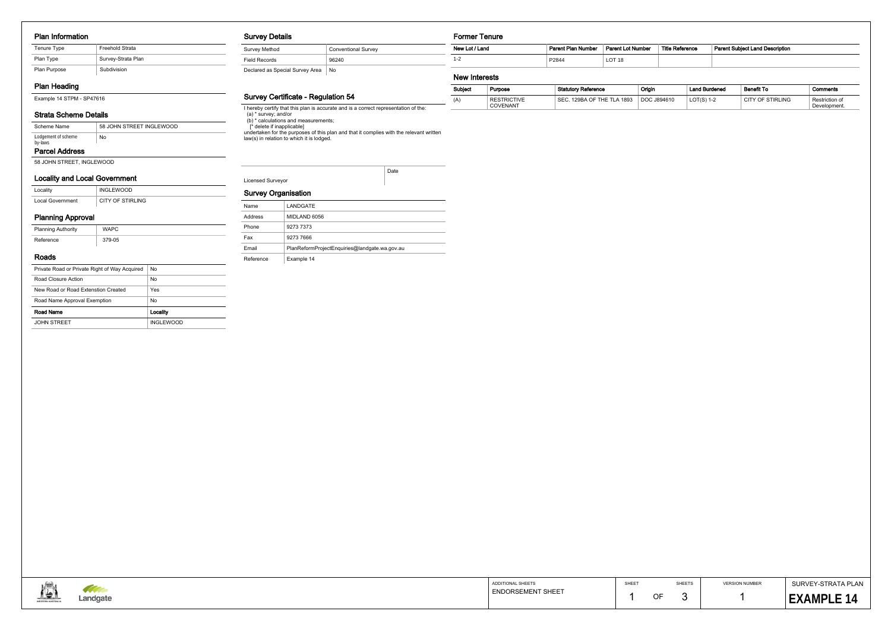## Plan Information

| Tenure Type | Freehold Strata |
|---|---|
| Plan Type | Survey-Strata Plan |
| Plan Purpose | Subdivision |

## Plan Heading

Example 14 STPM - SP47616

## Strata Scheme Details

| Scheme Name | 58 JOHN STREET INGLEWOOD |
|---|---|
| Lodgement of scheme by-laws | No |

## Parcel Address

58 JOHN STREET, INGLEWOOD

## Locality and Local Government

| Locality | INGLEWOOD |
|---|---|
| Local Government | CITY OF STIRLING |

## Planning Approval

| Planning Authority | WAPC |
|---|---|
| Reference | 379-05 |

## Roads

| Private Road or Private Right of Way Acquired | No |
|---|---|
| Road Closure Action | No |
| New Road or Road Extension Created | Yes |
| Road Name Approval Exemption | No |
| **Road Name** | **Locality** |
| JOHN STREET | INGLEWOOD |

## Survey Details

| Survey Method | Conventional Survey |
|---|---|
| Field Records | 96240 |
| Declared as Special Survey Area | No |

## Survey Certificate - Regulation 54

I hereby certify that this plan is accurate and is a correct representation of the:
(a) * survey; and/or
(b) * calculations and measurements;
[* delete if inapplicable]
undertaken for the purposes of this plan and that it complies with the relevant written law(s) in relation to which it is lodged.

Licensed Surveyor

Date

## Survey Organisation

| Name | LANDGATE |
|---|---|
| Address | MIDLAND 6056 |
| Phone | 9273 7373 |
| Fax | 9273 7666 |
| Email | PlanReformProjectEnquiries@landgate.wa.gov.au |
| Reference | Example 14 |

## Former Tenure

| New Lot / Land | Parent Plan Number | Parent Lot Number | Title Reference | Parent Subject Land Description |
|---|---|---|---|---|
| 1-2 | P2844 | LOT 18 | | |

## New Interests

| Subject | Purpose | Statutory Reference | Origin | Land Burdened | Benefit To | Comments |
|---|---|---|---|---|---|---|
| (A) | RESTRICTIVE COVENANT | SEC. 129BA OF THE TLA 1893 | DOC J894610 | LOT(S) 1-2 | CITY OF STIRLING | Restriction of Development. |

| ADDITIONAL SHEETS | SHEET | SHEETS | VERSION NUMBER | SURVEY-STRATA PLAN |
|---|---|---|---|---|
| ENDORSEMENT SHEET | 1 OF | 3 | 1 | **EXAMPLE 14** |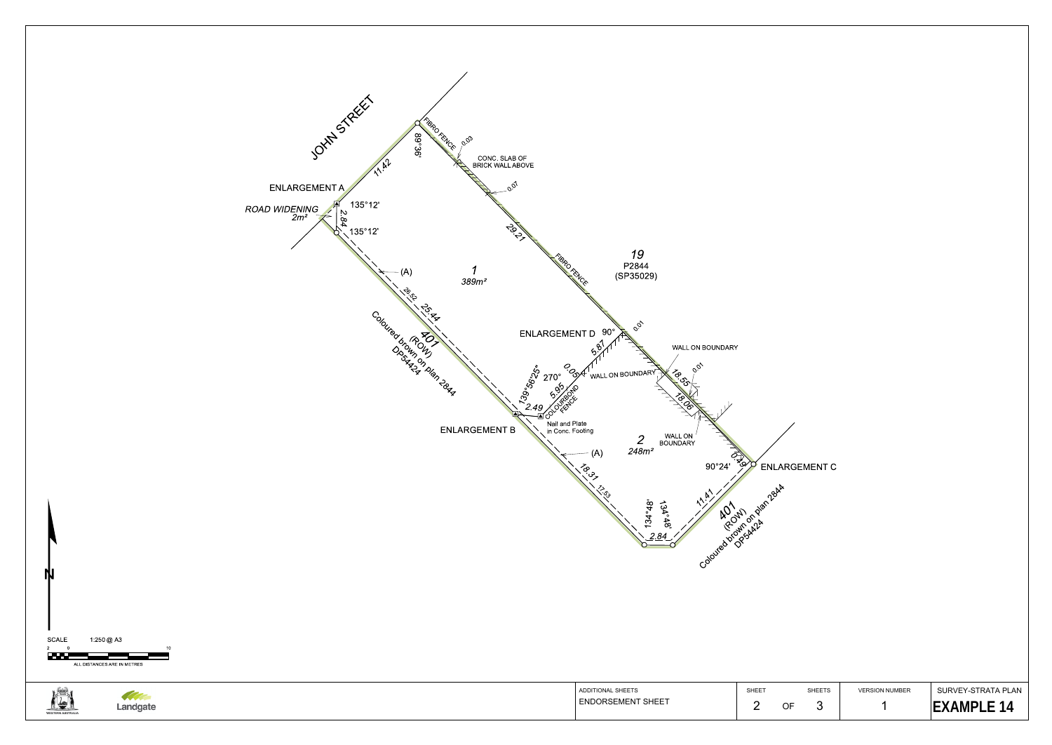JOHN STREET

ENLARGEMENT A

*ROAD WIDENING*
*2m²*

135°12'

2.84

135°12'

11.42

89°36'

FIBRO FENCE 0.03

CONC. SLAB OF BRICK WALL ABOVE

0.07

29.21

FIBRO FENCE

*19*
P2844
(SP35029)

(A)

*1*
*389m²*

26.52

25.44

*401*
(ROW)
Coloured brown on plan 2844
DP54424

ENLARGEMENT D 90°

0.01

5.87

WALL ON BOUNDARY

0.05

270°

WALL ON BOUNDARY

18.55

0.01

139°56'25"

5.95

COLOURBOND FENCE

18.06

2.49

ENLARGEMENT B

Nail and Plate in Conc. Footing

WALL ON BOUNDARY

*2*
*248m²*

(A)

90°24'

0.49

ENLARGEMENT C

18.31

17.53

134°48'

134°48'

11.41

*401*
(ROW)
Coloured brown on plan 2844
DP54424

2.84

N

SCALE 1:250 @ A3

2 0 10

ALL DISTANCES ARE IN METRES

WESTERN AUSTRALIA

Landgate

| ADDITIONAL SHEETS | SHEET | SHEETS | VERSION NUMBER | SURVEY-STRATA PLAN |
|---|---|---|---|---|
| ENDORSEMENT SHEET | 2 OF | 3 | 1 | **EXAMPLE 14** |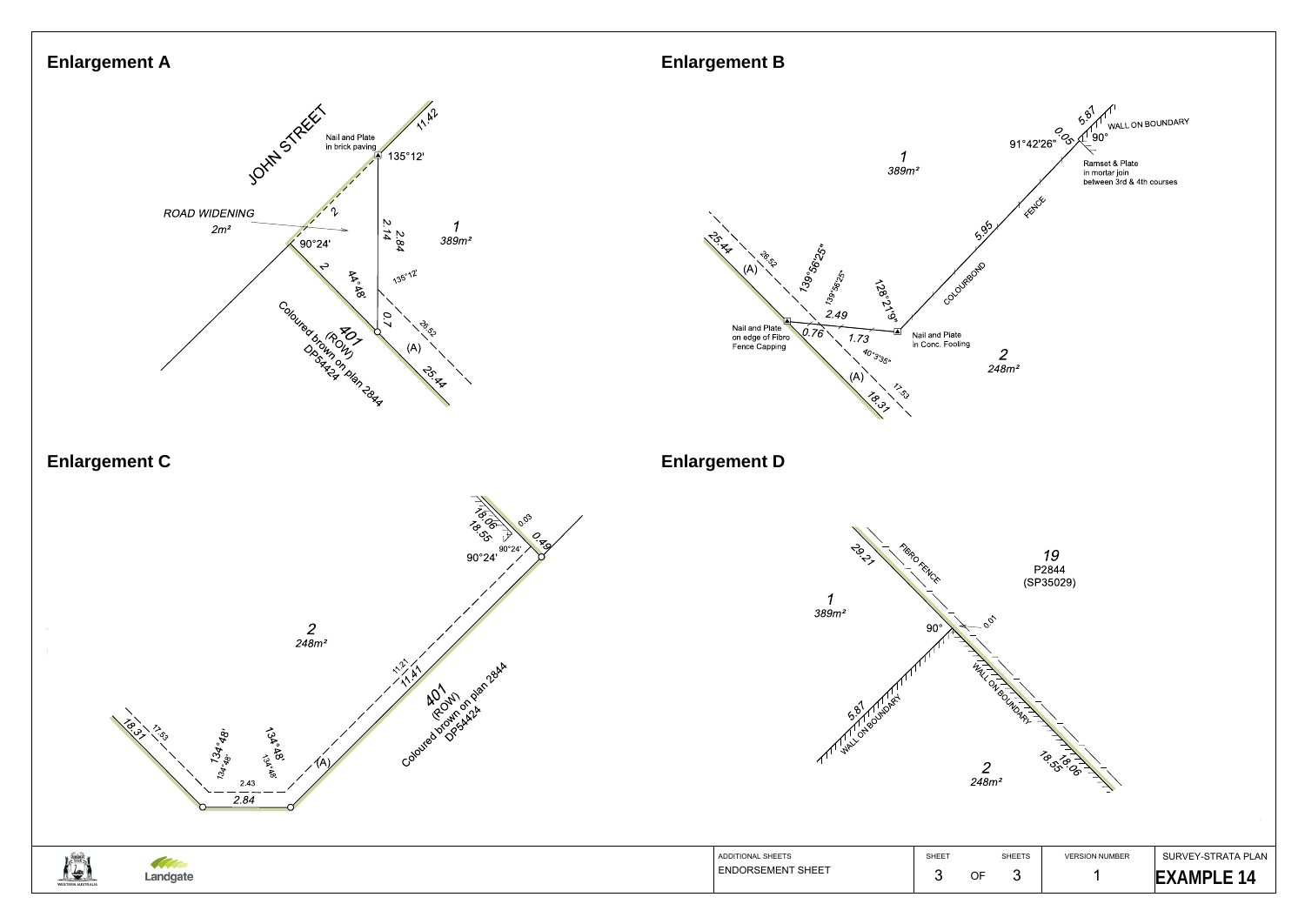## Enlargement A

JOHN STREET

Nail and Plate in brick paving

11.42

135°12'

ROAD WIDENING
2m²

2

2.14

2.84

1
389m²

90°24'

2

44°48'

135°12'

0.7

26.52

(A)

25.44

401
(ROW)
Coloured brown on plan 2844
DP54424

## Enlargement B

1
389m²

5.87

0.05

91°42'26"

90°

WALL ON BOUNDARY

Ramset & Plate in mortar join between 3rd & 4th courses

FENCE

5.95

COLOURBOND

25.44

26.52

(A)

139°56'25"

139°56'25"

128°21'9"

2.49

Nail and Plate on edge of Fibro Fence Capping

0.76

1.73

Nail and Plate in Conc. Footing

40°3'35"

(A)

2
248m²

17.53

18.31

## Enlargement C

18.06

18.55

0.03

0.49

90°24'

90°24'

2
248m²

11.21

11.41

401
(ROW)
Coloured brown on plan 2844
DP54424

18.31

17.53

134°48'

134°48'

134°48'

134°48'

(A)

2.43

2.84

## Enlargement D

29.21

FIBRO FENCE

19
P2844
(SP35029)

1
389m²

90°

0.01

WALL ON BOUNDARY

5.87

WALL ON BOUNDARY

18.55

18.06

2
248m²

| ADDITIONAL SHEETS | SHEET | SHEETS | VERSION NUMBER | SURVEY-STRATA PLAN |
|---|---|---|---|---|
| ENDORSEMENT SHEET | 3 OF 3 | | 1 | EXAMPLE 14 |